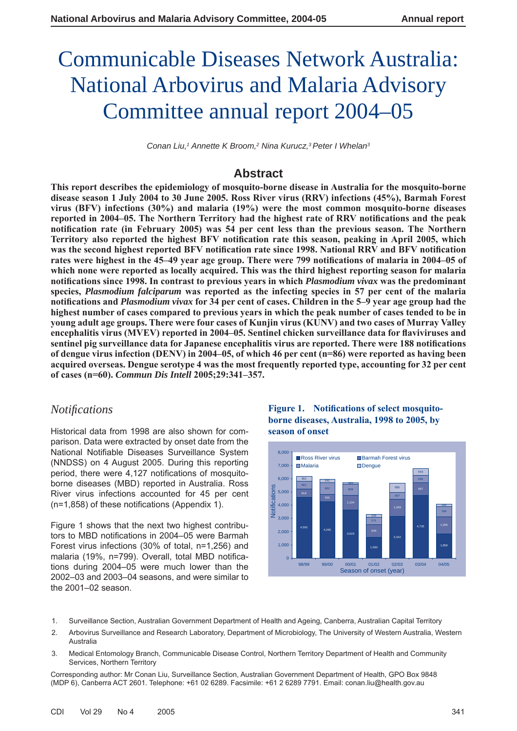# Communicable Diseases Network Australia: National Arbovirus and Malaria Advisory Committee annual report 2004–05

*Conan Liu,[1] Annette K Broom,[2] Nina Kurucz,[3] Peter I Whelan[3]*

## Abstract

**This report describes the epidemiology of mosquito-borne disease in Australia for the mosquito-borne disease season 1 July 2004 to 30 June 2005. Ross River virus (RRV) infections (45%), Barmah Forest virus (BFV) infections (30%) and malaria (19%) were the most common mosquito-borne diseases reported in 2004–05. The Northern Territory had the highest rate of RRV notifications and the peak notification rate (in February 2005) was 54 per cent less than the previous season. The Northern Territory also reported the highest BFV notification rate this season, peaking in April 2005, which was the second highest reported BFV notification rate since 1998. National RRV and BFV notification rates were highest in the 45–49 year age group. There were 799 notifications of malaria in 2004–05 of which none were reported as locally acquired. This was the third highest reporting season for malaria notifications since 1998. In contrast to previous years in which *Plasmodium vivax* was the predominant species, *Plasmodium falciparum* was reported as the infecting species in 57 per cent of the malaria notifications and *Plasmodium vivax* for 34 per cent of cases. Children in the 5–9 year age group had the highest number of cases compared to previous years in which the peak number of cases tended to be in young adult age groups. There were four cases of Kunjin virus (KUNV) and two cases of Murray Valley encephalitis virus (MVEV) reported in 2004–05. Sentinel chicken surveillance data for flaviviruses and sentinel pig surveillance data for Japanese encephalitis virus are reported. There were 188 notifications of dengue virus infection (DENV) in 2004–05, of which 46 per cent (n=86) were reported as having been acquired overseas. Dengue serotype 4 was the most frequently reported type, accounting for 32 per cent of cases (n=60). *Commun Dis Intell* 2005;29:341–357.**

## *Notifications*

Historical data from 1998 are also shown for comparison. Data were extracted by onset date from the National Notifiable Diseases Surveillance System (NNDSS) on 4 August 2005. During this reporting period, there were 4,127 notifications of mosquito-borne diseases (MBD) reported in Australia. Ross River virus infections accounted for 45 per cent (n=1,858) of these notifications (Appendix 1).

Figure 1 shows that the next two highest contributors to MBD notifications in 2004–05 were Barmah Forest virus infections (30% of total, n=1,256) and malaria (19%, n=799). Overall, total MBD notifications during 2004–05 were much lower than the 2002–03 and 2003–04 seasons, and were similar to the 2001–02 season.

**Figure 1. Notifications of select mosquito-borne diseases, Australia, 1998 to 2005, by season of onset**

| Season of onset (year) | Ross River virus | Barmah Forest virus | Malaria | Dengue |
|---|---|---|---|---|
| 98/99 | 4,592 | 618 | 601 | 362 |
| 99/00 | 4,265 | 556 | 901 | 241 |
| 00/01 | 3,629 | 1,134 | 929 | 123 |
| 01/02 | 1,580 | 943 | 571 | 225 |
| 02/03 | 3,162 | 1,299 | 507 | 685 |
| 03/04 | 4,735 | 957 | 540 | 543 |
| 04/05 | 1,858 | 1,256 | 799 | 188 |

1. Surveillance Section, Australian Government Department of Health and Ageing, Canberra, Australian Capital Territory
2. Arbovirus Surveillance and Research Laboratory, Department of Microbiology, The University of Western Australia, Western Australia
3. Medical Entomology Branch, Communicable Disease Control, Northern Territory Department of Health and Community Services, Northern Territory

Corresponding author: Mr Conan Liu, Surveillance Section, Australian Government Department of Health, GPO Box 9848 (MDP 6), Canberra ACT 2601. Telephone: +61 02 6289. Facsimile: +61 2 6289 7791. Email: conan.liu@health.gov.au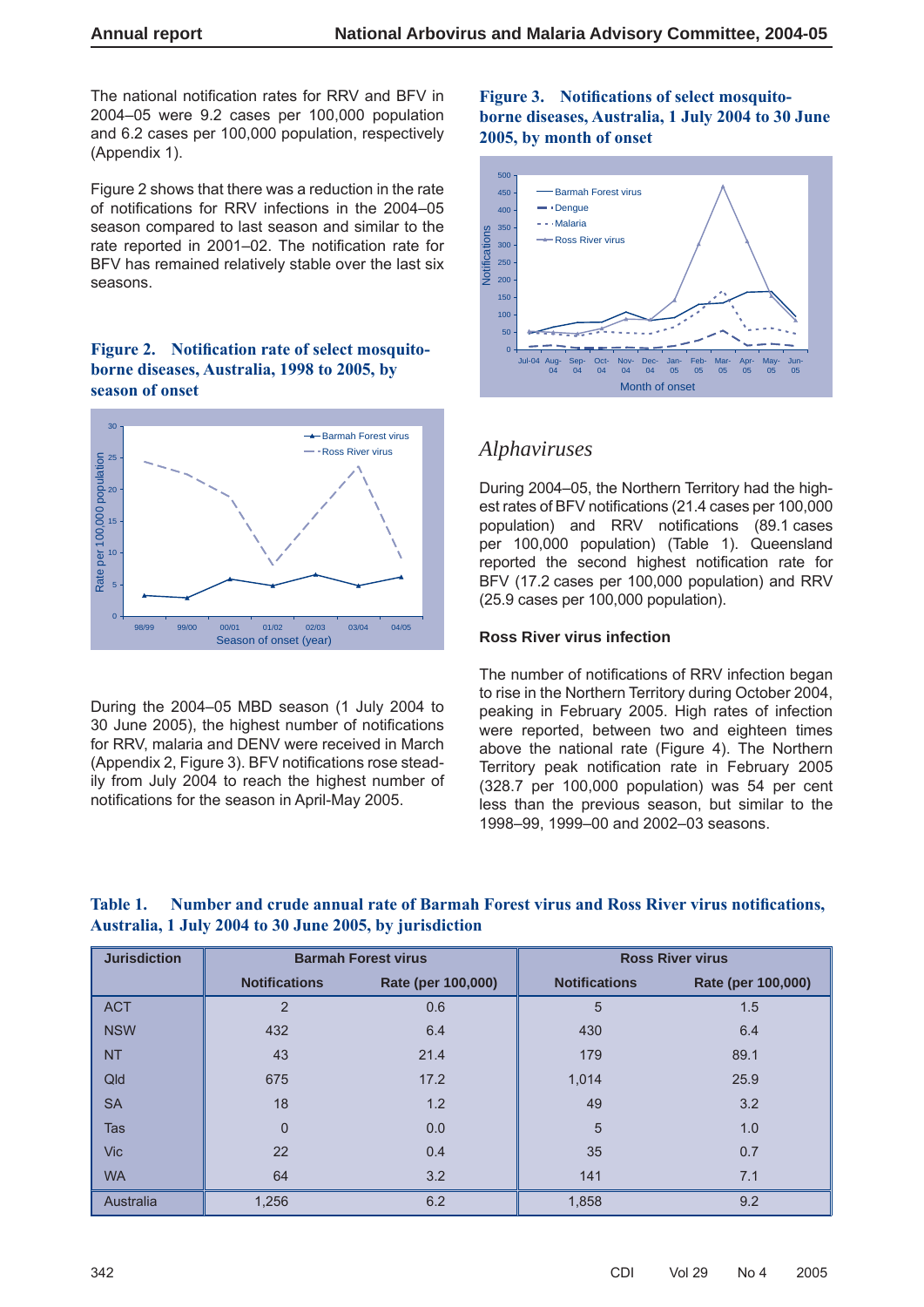The national notification rates for RRV and BFV in 2004–05 were 9.2 cases per 100,000 population and 6.2 cases per 100,000 population, respectively (Appendix 1).

Figure 2 shows that there was a reduction in the rate of notifications for RRV infections in the 2004–05 season compared to last season and similar to the rate reported in 2001–02. The notification rate for BFV has remained relatively stable over the last six seasons.

**Figure 2. Notification rate of select mosquito-borne diseases, Australia, 1998 to 2005, by season of onset**

During the 2004–05 MBD season (1 July 2004 to 30 June 2005), the highest number of notifications for RRV, malaria and DENV were received in March (Appendix 2, Figure 3). BFV notifications rose steadily from July 2004 to reach the highest number of notifications for the season in April-May 2005.

**Figure 3. Notifications of select mosquito-borne diseases, Australia, 1 July 2004 to 30 June 2005, by month of onset**

## *Alphaviruses*

During 2004–05, the Northern Territory had the highest rates of BFV notifications (21.4 cases per 100,000 population) and RRV notifications (89.1 cases per 100,000 population) (Table 1). Queensland reported the second highest notification rate for BFV (17.2 cases per 100,000 population) and RRV (25.9 cases per 100,000 population).

### Ross River virus infection

The number of notifications of RRV infection began to rise in the Northern Territory during October 2004, peaking in February 2005. High rates of infection were reported, between two and eighteen times above the national rate (Figure 4). The Northern Territory peak notification rate in February 2005 (328.7 per 100,000 population) was 54 per cent less than the previous season, but similar to the 1998–99, 1999–00 and 2002–03 seasons.

**Table 1. Number and crude annual rate of Barmah Forest virus and Ross River virus notifications, Australia, 1 July 2004 to 30 June 2005, by jurisdiction**

| Jurisdiction | Barmah Forest virus | | Ross River virus | |
|---|---|---|---|---|
| | Notifications | Rate (per 100,000) | Notifications | Rate (per 100,000) |
| ACT | 2 | 0.6 | 5 | 1.5 |
| NSW | 432 | 6.4 | 430 | 6.4 |
| NT | 43 | 21.4 | 179 | 89.1 |
| Qld | 675 | 17.2 | 1,014 | 25.9 |
| SA | 18 | 1.2 | 49 | 3.2 |
| Tas | 0 | 0.0 | 5 | 1.0 |
| Vic | 22 | 0.4 | 35 | 0.7 |
| WA | 64 | 3.2 | 141 | 7.1 |
| Australia | 1,256 | 6.2 | 1,858 | 9.2 |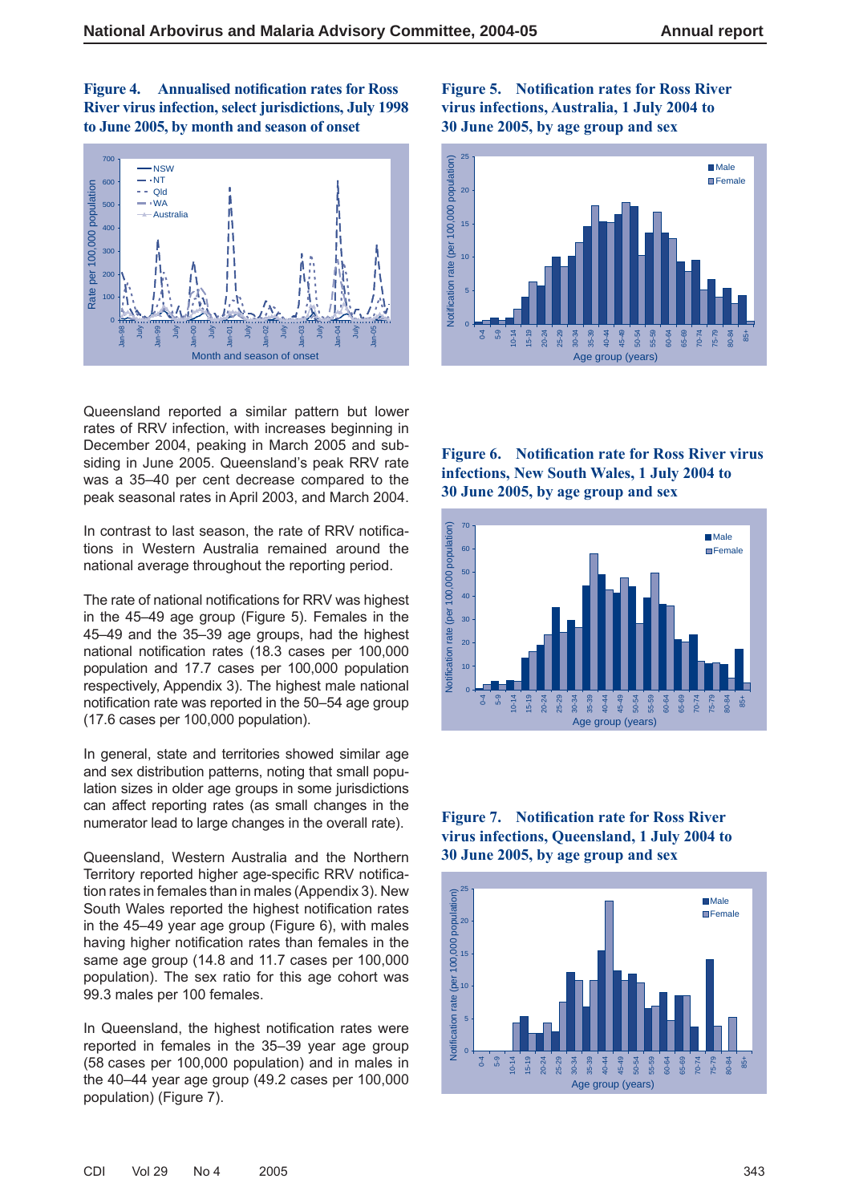**Figure 4. Annualised notification rates for Ross River virus infection, select jurisdictions, July 1998 to June 2005, by month and season of onset**

**Figure 5. Notification rates for Ross River virus infections, Australia, 1 July 2004 to 30 June 2005, by age group and sex**

Queensland reported a similar pattern but lower rates of RRV infection, with increases beginning in December 2004, peaking in March 2005 and subsiding in June 2005. Queensland's peak RRV rate was a 35–40 per cent decrease compared to the peak seasonal rates in April 2003, and March 2004.

In contrast to last season, the rate of RRV notifications in Western Australia remained around the national average throughout the reporting period.

The rate of national notifications for RRV was highest in the 45–49 age group (Figure 5). Females in the 45–49 and the 35–39 age groups, had the highest national notification rates (18.3 cases per 100,000 population and 17.7 cases per 100,000 population respectively, Appendix 3). The highest male national notification rate was reported in the 50–54 age group (17.6 cases per 100,000 population).

In general, state and territories showed similar age and sex distribution patterns, noting that small population sizes in older age groups in some jurisdictions can affect reporting rates (as small changes in the numerator lead to large changes in the overall rate).

Queensland, Western Australia and the Northern Territory reported higher age-specific RRV notification rates in females than in males (Appendix 3). New South Wales reported the highest notification rates in the 45–49 year age group (Figure 6), with males having higher notification rates than females in the same age group (14.8 and 11.7 cases per 100,000 population). The sex ratio for this age cohort was 99.3 males per 100 females.

In Queensland, the highest notification rates were reported in females in the 35–39 year age group (58 cases per 100,000 population) and in males in the 40–44 year age group (49.2 cases per 100,000 population) (Figure 7).

**Figure 6. Notification rate for Ross River virus infections, New South Wales, 1 July 2004 to 30 June 2005, by age group and sex**

**Figure 7. Notification rate for Ross River virus infections, Queensland, 1 July 2004 to 30 June 2005, by age group and sex**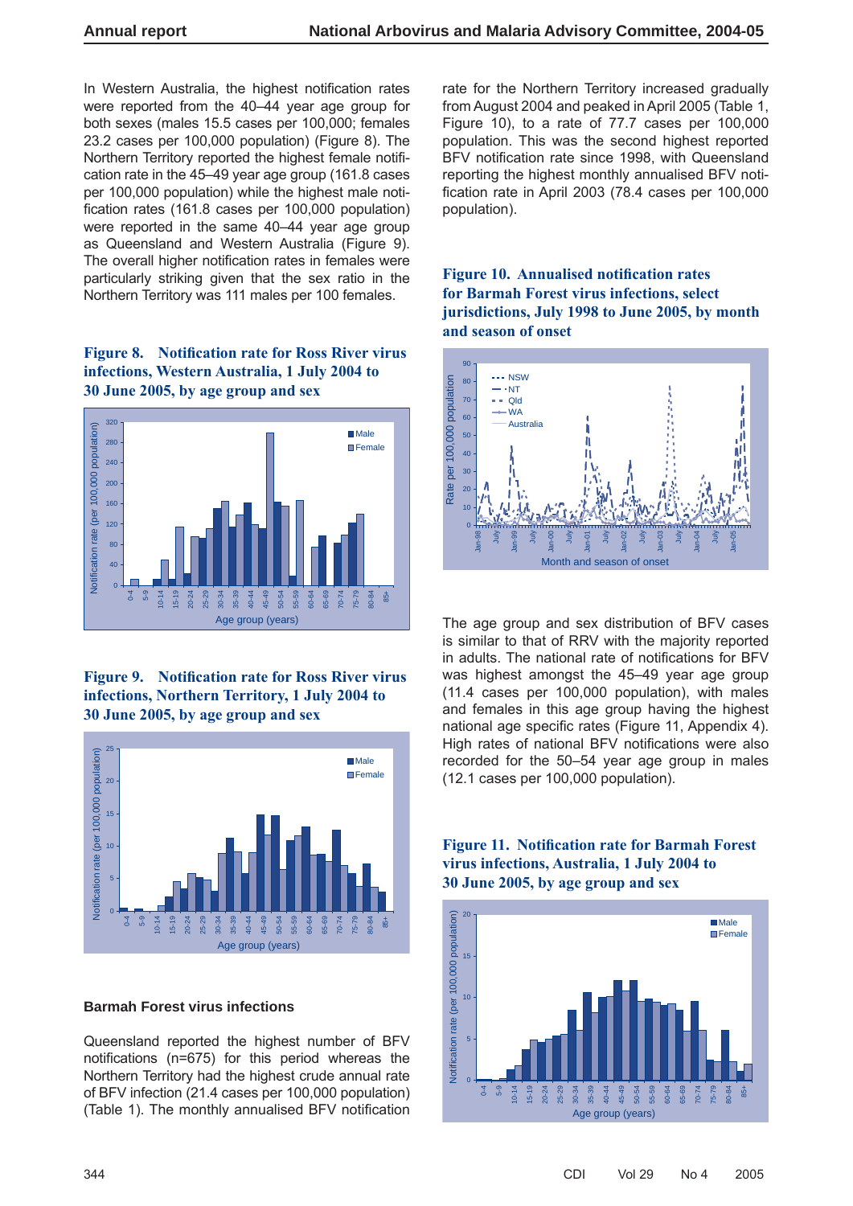In Western Australia, the highest notification rates were reported from the 40–44 year age group for both sexes (males 15.5 cases per 100,000; females 23.2 cases per 100,000 population) (Figure 8). The Northern Territory reported the highest female notification rate in the 45–49 year age group (161.8 cases per 100,000 population) while the highest male notification rates (161.8 cases per 100,000 population) were reported in the same 40–44 year age group as Queensland and Western Australia (Figure 9). The overall higher notification rates in females were particularly striking given that the sex ratio in the Northern Territory was 111 males per 100 females.

**Figure 8. Notification rate for Ross River virus infections, Western Australia, 1 July 2004 to 30 June 2005, by age group and sex**

**Figure 9. Notification rate for Ross River virus infections, Northern Territory, 1 July 2004 to 30 June 2005, by age group and sex**

## Barmah Forest virus infections

Queensland reported the highest number of BFV notifications (n=675) for this period whereas the Northern Territory had the highest crude annual rate of BFV infection (21.4 cases per 100,000 population) (Table 1). The monthly annualised BFV notification rate for the Northern Territory increased gradually from August 2004 and peaked in April 2005 (Table 1, Figure 10), to a rate of 77.7 cases per 100,000 population. This was the second highest reported BFV notification rate since 1998, with Queensland reporting the highest monthly annualised BFV notification rate in April 2003 (78.4 cases per 100,000 population).

**Figure 10. Annualised notification rates for Barmah Forest virus infections, select jurisdictions, July 1998 to June 2005, by month and season of onset**

The age group and sex distribution of BFV cases is similar to that of RRV with the majority reported in adults. The national rate of notifications for BFV was highest amongst the 45–49 year age group (11.4 cases per 100,000 population), with males and females in this age group having the highest national age specific rates (Figure 11, Appendix 4). High rates of national BFV notifications were also recorded for the 50–54 year age group in males (12.1 cases per 100,000 population).

**Figure 11. Notification rate for Barmah Forest virus infections, Australia, 1 July 2004 to 30 June 2005, by age group and sex**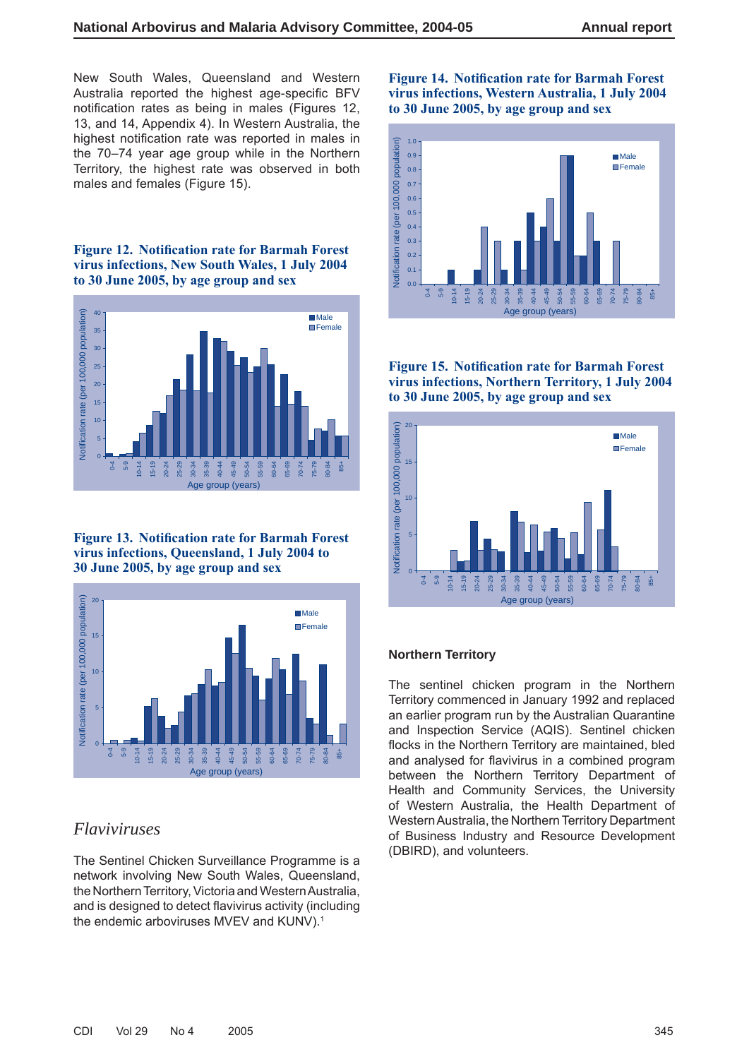New South Wales, Queensland and Western Australia reported the highest age-specific BFV notification rates as being in males (Figures 12, 13, and 14, Appendix 4). In Western Australia, the highest notification rate was reported in males in the 70–74 year age group while in the Northern Territory, the highest rate was observed in both males and females (Figure 15).

**Figure 12. Notification rate for Barmah Forest virus infections, New South Wales, 1 July 2004 to 30 June 2005, by age group and sex**

**Figure 13. Notification rate for Barmah Forest virus infections, Queensland, 1 July 2004 to 30 June 2005, by age group and sex**

## *Flaviviruses*

The Sentinel Chicken Surveillance Programme is a network involving New South Wales, Queensland, the Northern Territory, Victoria and Western Australia, and is designed to detect flavivirus activity (including the endemic arboviruses MVEV and KUNV).[1]

**Figure 14. Notification rate for Barmah Forest virus infections, Western Australia, 1 July 2004 to 30 June 2005, by age group and sex**

**Figure 15. Notification rate for Barmah Forest virus infections, Northern Territory, 1 July 2004 to 30 June 2005, by age group and sex**

### Northern Territory

The sentinel chicken program in the Northern Territory commenced in January 1992 and replaced an earlier program run by the Australian Quarantine and Inspection Service (AQIS). Sentinel chicken flocks in the Northern Territory are maintained, bled and analysed for flavivirus in a combined program between the Northern Territory Department of Health and Community Services, the University of Western Australia, the Health Department of Western Australia, the Northern Territory Department of Business Industry and Resource Development (DBIRD), and volunteers.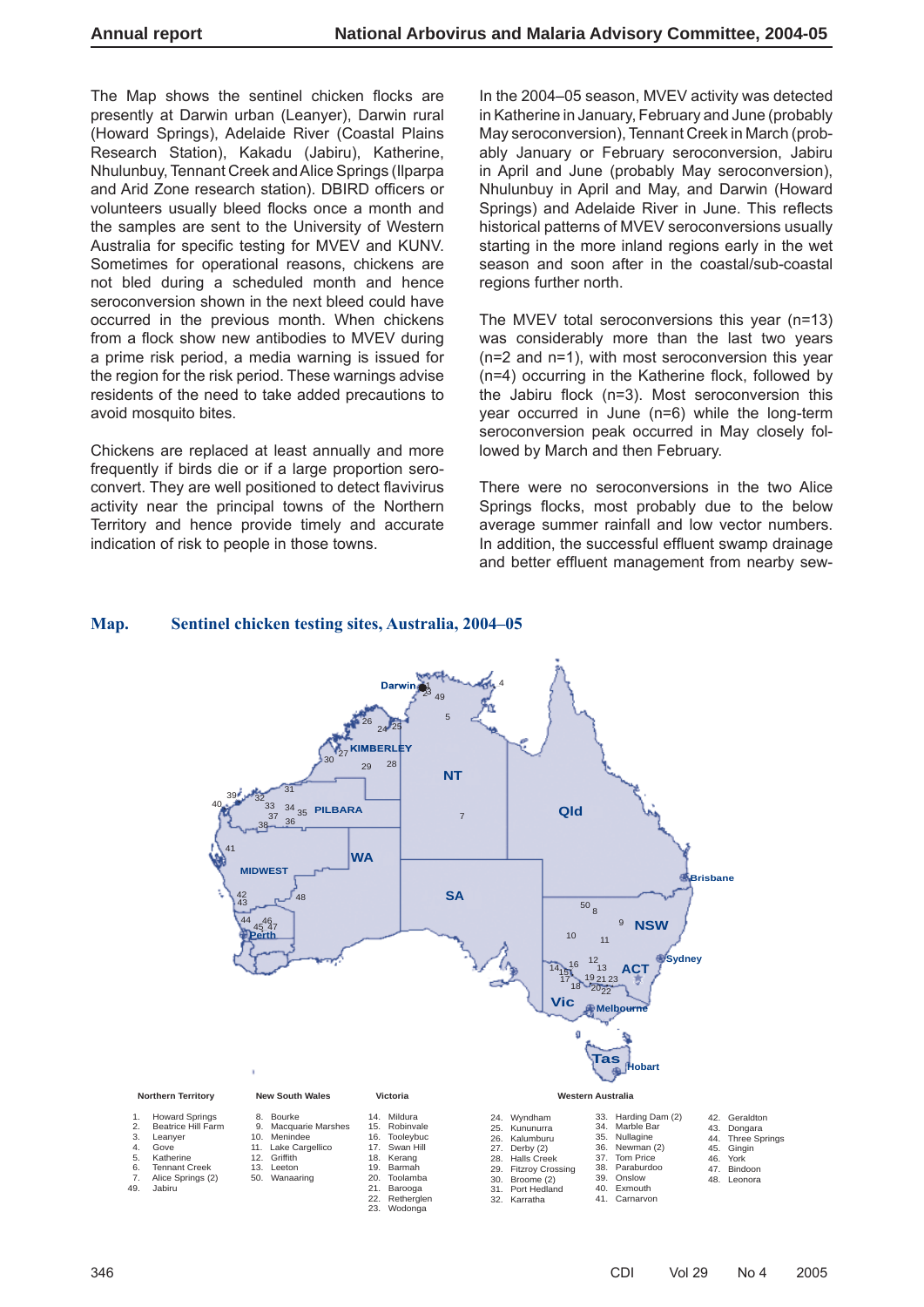The Map shows the sentinel chicken flocks are presently at Darwin urban (Leanyer), Darwin rural (Howard Springs), Adelaide River (Coastal Plains Research Station), Kakadu (Jabiru), Katherine, Nhulunbuy, Tennant Creek and Alice Springs (Ilparpa and Arid Zone research station). DBIRD officers or volunteers usually bleed flocks once a month and the samples are sent to the University of Western Australia for specific testing for MVEV and KUNV. Sometimes for operational reasons, chickens are not bled during a scheduled month and hence seroconversion shown in the next bleed could have occurred in the previous month. When chickens from a flock show new antibodies to MVEV during a prime risk period, a media warning is issued for the region for the risk period. These warnings advise residents of the need to take added precautions to avoid mosquito bites.

Chickens are replaced at least annually and more frequently if birds die or if a large proportion seroconvert. They are well positioned to detect flavivirus activity near the principal towns of the Northern Territory and hence provide timely and accurate indication of risk to people in those towns.

In the 2004–05 season, MVEV activity was detected in Katherine in January, February and June (probably May seroconversion), Tennant Creek in March (probably January or February seroconversion, Jabiru in April and June (probably May seroconversion), Nhulunbuy in April and May, and Darwin (Howard Springs) and Adelaide River in June. This reflects historical patterns of MVEV seroconversions usually starting in the more inland regions early in the wet season and soon after in the coastal/sub-coastal regions further north.

The MVEV total seroconversions this year (n=13) was considerably more than the last two years (n=2 and n=1), with most seroconversion this year (n=4) occurring in the Katherine flock, followed by the Jabiru flock (n=3). Most seroconversion this year occurred in June (n=6) while the long-term seroconversion peak occurred in May closely followed by March and then February.

There were no seroconversions in the two Alice Springs flocks, most probably due to the below average summer rainfall and low vector numbers. In addition, the successful effluent swamp drainage and better effluent management from nearby sew-

**Map. Sentinel chicken testing sites, Australia, 2004–05**

| Northern Territory | New South Wales | Victoria | Western Australia | | |
|---|---|---|---|---|---|
| 1. Howard Springs | 8. Bourke | 14. Mildura | 24. Wyndham | 33. Harding Dam (2) | 42. Geraldton |
| 2. Beatrice Hill Farm | 9. Macquarie Marshes | 15. Robinvale | 25. Kununurra | 34. Marble Bar | 43. Dongara |
| 3. Leanyer | 10. Menindee | 16. Tooleybuc | 26. Kalumburu | 35. Nullagine | 44. Three Springs |
| 4. Gove | 11. Lake Cargellico | 17. Swan Hill | 27. Derby (2) | 36. Newman (2) | 45. Gingin |
| 5. Katherine | 12. Griffith | 18. Kerang | 28. Halls Creek | 37. Tom Price | 46. York |
| 6. Tennant Creek | 13. Leeton | 19. Barmah | 29. Fitzroy Crossing | 38. Paraburdoo | 47. Bindoon |
| 7. Alice Springs (2) | 50. Wanaaring | 20. Toolamba | 30. Broome (2) | 39. Onslow | 48. Leonora |
| 49. Jabiru | | 21. Barooga | 31. Port Hedland | 40. Exmouth | |
| | | 22. Retherglen | 32. Karratha | 41. Carnarvon | |
| | | 23. Wodonga | | | |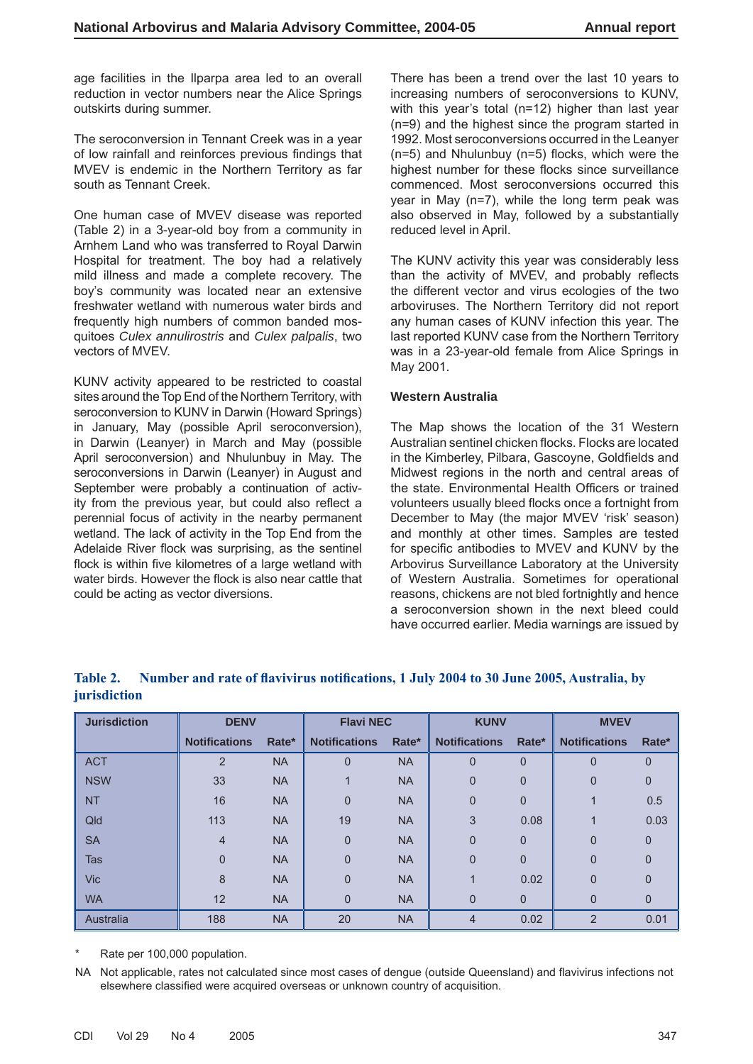age facilities in the Ilparpa area led to an overall reduction in vector numbers near the Alice Springs outskirts during summer.

The seroconversion in Tennant Creek was in a year of low rainfall and reinforces previous findings that MVEV is endemic in the Northern Territory as far south as Tennant Creek.

One human case of MVEV disease was reported (Table 2) in a 3-year-old boy from a community in Arnhem Land who was transferred to Royal Darwin Hospital for treatment. The boy had a relatively mild illness and made a complete recovery. The boy's community was located near an extensive freshwater wetland with numerous water birds and frequently high numbers of common banded mosquitoes *Culex annulirostris* and *Culex palpalis*, two vectors of MVEV.

KUNV activity appeared to be restricted to coastal sites around the Top End of the Northern Territory, with seroconversion to KUNV in Darwin (Howard Springs) in January, May (possible April seroconversion), in Darwin (Leanyer) in March and May (possible April seroconversion) and Nhulunbuy in May. The seroconversions in Darwin (Leanyer) in August and September were probably a continuation of activity from the previous year, but could also reflect a perennial focus of activity in the nearby permanent wetland. The lack of activity in the Top End from the Adelaide River flock was surprising, as the sentinel flock is within five kilometres of a large wetland with water birds. However the flock is also near cattle that could be acting as vector diversions.

There has been a trend over the last 10 years to increasing numbers of seroconversions to KUNV, with this year's total (n=12) higher than last year (n=9) and the highest since the program started in 1992. Most seroconversions occurred in the Leanyer (n=5) and Nhulunbuy (n=5) flocks, which were the highest number for these flocks since surveillance commenced. Most seroconversions occurred this year in May (n=7), while the long term peak was also observed in May, followed by a substantially reduced level in April.

The KUNV activity this year was considerably less than the activity of MVEV, and probably reflects the different vector and virus ecologies of the two arboviruses. The Northern Territory did not report any human cases of KUNV infection this year. The last reported KUNV case from the Northern Territory was in a 23-year-old female from Alice Springs in May 2001.

### Western Australia

The Map shows the location of the 31 Western Australian sentinel chicken flocks. Flocks are located in the Kimberley, Pilbara, Gascoyne, Goldfields and Midwest regions in the north and central areas of the state. Environmental Health Officers or trained volunteers usually bleed flocks once a fortnight from December to May (the major MVEV 'risk' season) and monthly at other times. Samples are tested for specific antibodies to MVEV and KUNV by the Arbovirus Surveillance Laboratory at the University of Western Australia. Sometimes for operational reasons, chickens are not bled fortnightly and hence a seroconversion shown in the next bleed could have occurred earlier. Media warnings are issued by

**Table 2. Number and rate of flavivirus notifications, 1 July 2004 to 30 June 2005, Australia, by jurisdiction**

| Jurisdiction | DENV | | Flavi NEC | | KUNV | | MVEV | |
|---|---|---|---|---|---|---|---|---|
| | Notifications | Rate* | Notifications | Rate* | Notifications | Rate* | Notifications | Rate* |
| ACT | 2 | NA | 0 | NA | 0 | 0 | 0 | 0 |
| NSW | 33 | NA | 1 | NA | 0 | 0 | 0 | 0 |
| NT | 16 | NA | 0 | NA | 0 | 0 | 1 | 0.5 |
| Qld | 113 | NA | 19 | NA | 3 | 0.08 | 1 | 0.03 |
| SA | 4 | NA | 0 | NA | 0 | 0 | 0 | 0 |
| Tas | 0 | NA | 0 | NA | 0 | 0 | 0 | 0 |
| Vic | 8 | NA | 0 | NA | 1 | 0.02 | 0 | 0 |
| WA | 12 | NA | 0 | NA | 0 | 0 | 0 | 0 |
| Australia | 188 | NA | 20 | NA | 4 | 0.02 | 2 | 0.01 |

\* Rate per 100,000 population.

NA Not applicable, rates not calculated since most cases of dengue (outside Queensland) and flavivirus infections not elsewhere classified were acquired overseas or unknown country of acquisition.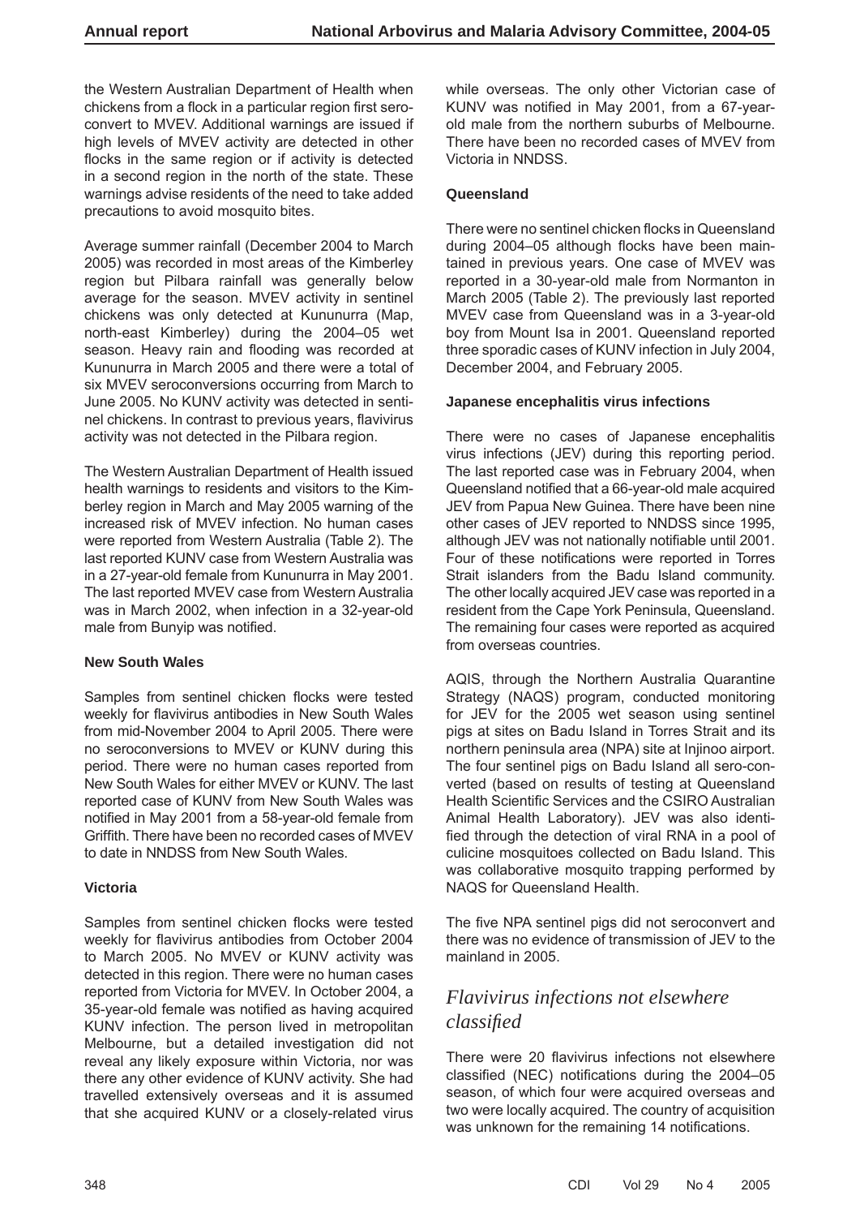the Western Australian Department of Health when chickens from a flock in a particular region first seroconvert to MVEV. Additional warnings are issued if high levels of MVEV activity are detected in other flocks in the same region or if activity is detected in a second region in the north of the state. These warnings advise residents of the need to take added precautions to avoid mosquito bites.

Average summer rainfall (December 2004 to March 2005) was recorded in most areas of the Kimberley region but Pilbara rainfall was generally below average for the season. MVEV activity in sentinel chickens was only detected at Kununurra (Map, north-east Kimberley) during the 2004–05 wet season. Heavy rain and flooding was recorded at Kununurra in March 2005 and there were a total of six MVEV seroconversions occurring from March to June 2005. No KUNV activity was detected in sentinel chickens. In contrast to previous years, flavivirus activity was not detected in the Pilbara region.

The Western Australian Department of Health issued health warnings to residents and visitors to the Kimberley region in March and May 2005 warning of the increased risk of MVEV infection. No human cases were reported from Western Australia (Table 2). The last reported KUNV case from Western Australia was in a 27-year-old female from Kununurra in May 2001. The last reported MVEV case from Western Australia was in March 2002, when infection in a 32-year-old male from Bunyip was notified.

**New South Wales**

Samples from sentinel chicken flocks were tested weekly for flavivirus antibodies in New South Wales from mid-November 2004 to April 2005. There were no seroconversions to MVEV or KUNV during this period. There were no human cases reported from New South Wales for either MVEV or KUNV. The last reported case of KUNV from New South Wales was notified in May 2001 from a 58-year-old female from Griffith. There have been no recorded cases of MVEV to date in NNDSS from New South Wales.

**Victoria**

Samples from sentinel chicken flocks were tested weekly for flavivirus antibodies from October 2004 to March 2005. No MVEV or KUNV activity was detected in this region. There were no human cases reported from Victoria for MVEV. In October 2004, a 35-year-old female was notified as having acquired KUNV infection. The person lived in metropolitan Melbourne, but a detailed investigation did not reveal any likely exposure within Victoria, nor was there any other evidence of KUNV activity. She had travelled extensively overseas and it is assumed that she acquired KUNV or a closely-related virus while overseas. The only other Victorian case of KUNV was notified in May 2001, from a 67-year-old male from the northern suburbs of Melbourne. There have been no recorded cases of MVEV from Victoria in NNDSS.

**Queensland**

There were no sentinel chicken flocks in Queensland during 2004–05 although flocks have been maintained in previous years. One case of MVEV was reported in a 30-year-old male from Normanton in March 2005 (Table 2). The previously last reported MVEV case from Queensland was in a 3-year-old boy from Mount Isa in 2001. Queensland reported three sporadic cases of KUNV infection in July 2004, December 2004, and February 2005.

**Japanese encephalitis virus infections**

There were no cases of Japanese encephalitis virus infections (JEV) during this reporting period. The last reported case was in February 2004, when Queensland notified that a 66-year-old male acquired JEV from Papua New Guinea. There have been nine other cases of JEV reported to NNDSS since 1995, although JEV was not nationally notifiable until 2001. Four of these notifications were reported in Torres Strait islanders from the Badu Island community. The other locally acquired JEV case was reported in a resident from the Cape York Peninsula, Queensland. The remaining four cases were reported as acquired from overseas countries.

AQIS, through the Northern Australia Quarantine Strategy (NAQS) program, conducted monitoring for JEV for the 2005 wet season using sentinel pigs at sites on Badu Island in Torres Strait and its northern peninsula area (NPA) site at Injinoo airport. The four sentinel pigs on Badu Island all sero-converted (based on results of testing at Queensland Health Scientific Services and the CSIRO Australian Animal Health Laboratory). JEV was also identified through the detection of viral RNA in a pool of culicine mosquitoes collected on Badu Island. This was collaborative mosquito trapping performed by NAQS for Queensland Health.

The five NPA sentinel pigs did not seroconvert and there was no evidence of transmission of JEV to the mainland in 2005.

## *Flavivirus infections not elsewhere classified*

There were 20 flavivirus infections not elsewhere classified (NEC) notifications during the 2004–05 season, of which four were acquired overseas and two were locally acquired. The country of acquisition was unknown for the remaining 14 notifications.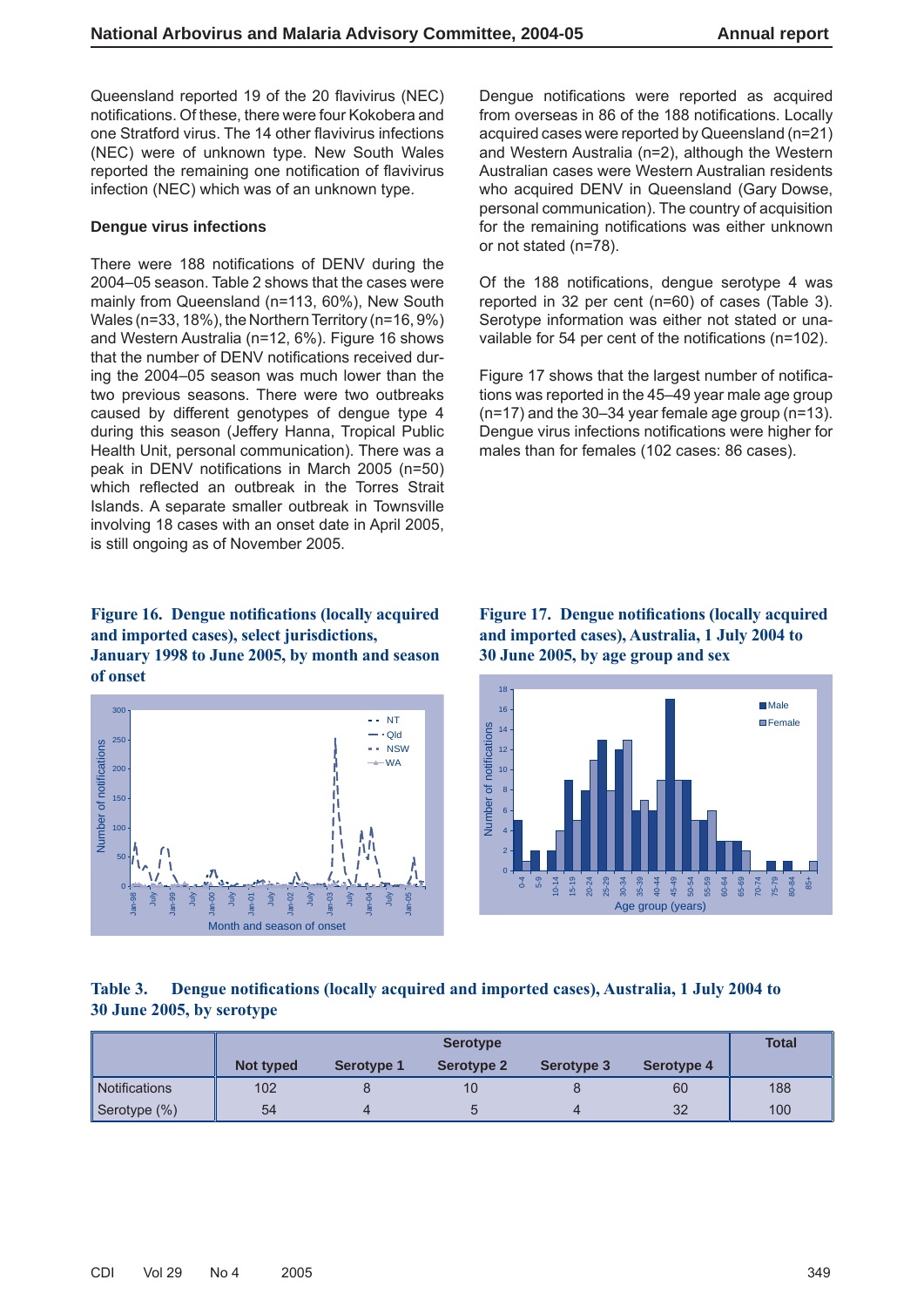Queensland reported 19 of the 20 flavivirus (NEC) notifications. Of these, there were four Kokobera and one Stratford virus. The 14 other flavivirus infections (NEC) were of unknown type. New South Wales reported the remaining one notification of flavivirus infection (NEC) which was of an unknown type.

### Dengue virus infections

There were 188 notifications of DENV during the 2004–05 season. Table 2 shows that the cases were mainly from Queensland (n=113, 60%), New South Wales (n=33, 18%), the Northern Territory (n=16, 9%) and Western Australia (n=12, 6%). Figure 16 shows that the number of DENV notifications received during the 2004–05 season was much lower than the two previous seasons. There were two outbreaks caused by different genotypes of dengue type 4 during this season (Jeffery Hanna, Tropical Public Health Unit, personal communication). There was a peak in DENV notifications in March 2005 (n=50) which reflected an outbreak in the Torres Strait Islands. A separate smaller outbreak in Townsville involving 18 cases with an onset date in April 2005, is still ongoing as of November 2005.

Dengue notifications were reported as acquired from overseas in 86 of the 188 notifications. Locally acquired cases were reported by Queensland (n=21) and Western Australia (n=2), although the Western Australian cases were Western Australian residents who acquired DENV in Queensland (Gary Dowse, personal communication). The country of acquisition for the remaining notifications was either unknown or not stated (n=78).

Of the 188 notifications, dengue serotype 4 was reported in 32 per cent (n=60) of cases (Table 3). Serotype information was either not stated or unavailable for 54 per cent of the notifications (n=102).

Figure 17 shows that the largest number of notifications was reported in the 45–49 year male age group (n=17) and the 30–34 year female age group (n=13). Dengue virus infections notifications were higher for males than for females (102 cases: 86 cases).

**Figure 16. Dengue notifications (locally acquired and imported cases), select jurisdictions, January 1998 to June 2005, by month and season of onset**

**Figure 17. Dengue notifications (locally acquired and imported cases), Australia, 1 July 2004 to 30 June 2005, by age group and sex**

**Table 3. Dengue notifications (locally acquired and imported cases), Australia, 1 July 2004 to 30 June 2005, by serotype**

| | Serotype | | | | | Total |
|---|---|---|---|---|---|---|
| | Not typed | Serotype 1 | Serotype 2 | Serotype 3 | Serotype 4 | |
| Notifications | 102 | 8 | 10 | 8 | 60 | 188 |
| Serotype (%) | 54 | 4 | 5 | 4 | 32 | 100 |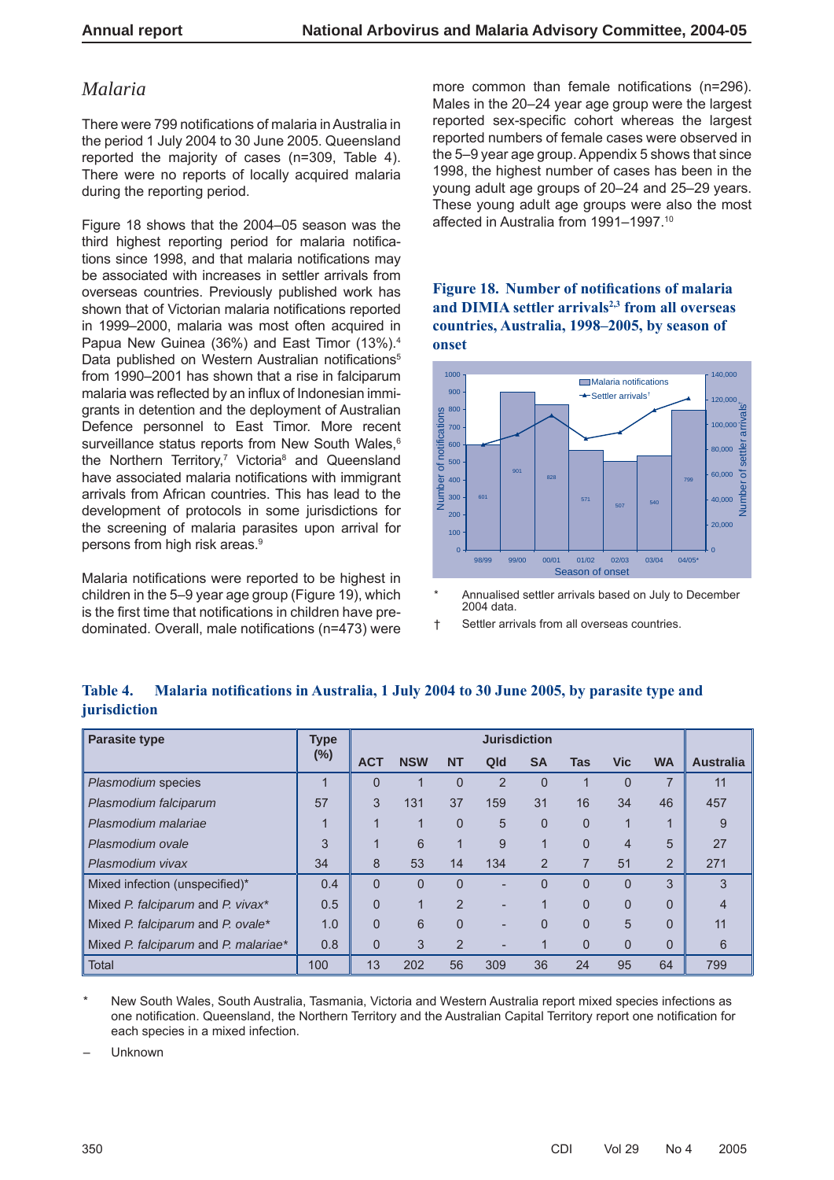## Malaria

There were 799 notifications of malaria in Australia in the period 1 July 2004 to 30 June 2005. Queensland reported the majority of cases (n=309, Table 4). There were no reports of locally acquired malaria during the reporting period.

Figure 18 shows that the 2004–05 season was the third highest reporting period for malaria notifications since 1998, and that malaria notifications may be associated with increases in settler arrivals from overseas countries. Previously published work has shown that of Victorian malaria notifications reported in 1999–2000, malaria was most often acquired in Papua New Guinea (36%) and East Timor (13%).[4] Data published on Western Australian malaria notifications[5] from 1990–2001 has shown that a rise in falciparum malaria was reflected by an influx of Indonesian immigrants in detention and the deployment of Australian Defence personnel to East Timor. More recent surveillance status reports from New South Wales,[6] the Northern Territory,[7] Victoria[8] and Queensland have associated malaria notifications with immigrant arrivals from African countries. This has lead to the development of protocols in some jurisdictions for the screening of malaria parasites upon arrival for persons from high risk areas.[9]

Malaria notifications were reported to be highest in children in the 5–9 year age group (Figure 19), which is the first time that notifications in children have predominated. Overall, male notifications (n=473) were more common than female notifications (n=296). Males in the 20–24 year age group were the largest reported sex-specific cohort whereas the largest reported numbers of female cases were observed in the 5–9 year age group. Appendix 5 shows that since 1998, the highest number of cases has been in the young adult age groups of 20–24 and 25–29 years. These young adult age groups were also the most affected in Australia from 1991–1997.[10]

**Figure 18. Number of notifications of malaria and DIMIA settler arrivals[2,3] from all overseas countries, Australia, 1998–2005, by season of onset**

| Season of onset | 98/99 | 99/00 | 00/01 | 01/02 | 02/03 | 03/04 | 04/05* |
|---|---|---|---|---|---|---|---|
| Malaria notifications | 601 | 901 | 828 | 571 | 507 | 540 | 799 |

\* Annualised settler arrivals based on July to December 2004 data.

† Settler arrivals from all overseas countries.

**Table 4. Malaria notifications in Australia, 1 July 2004 to 30 June 2005, by parasite type and jurisdiction**

| Parasite type | Type (%) | Jurisdiction | | | | | | | | Australia |
|---|---|---|---|---|---|---|---|---|---|---|
| | | ACT | NSW | NT | Qld | SA | Tas | Vic | WA | |
| *Plasmodium* species | 1 | 0 | 1 | 0 | 2 | 0 | 1 | 0 | 7 | 11 |
| *Plasmodium falciparum* | 57 | 3 | 131 | 37 | 159 | 31 | 16 | 34 | 46 | 457 |
| *Plasmodium malariae* | 1 | 1 | 1 | 0 | 5 | 0 | 0 | 1 | 1 | 9 |
| *Plasmodium ovale* | 3 | 1 | 6 | 1 | 9 | 1 | 0 | 4 | 5 | 27 |
| *Plasmodium vivax* | 34 | 8 | 53 | 14 | 134 | 2 | 7 | 51 | 2 | 271 |
| Mixed infection (unspecified)* | 0.4 | 0 | 0 | 0 | - | 0 | 0 | 0 | 3 | 3 |
| Mixed *P. falciparum* and *P. vivax** | 0.5 | 0 | 1 | 2 | - | 1 | 0 | 0 | 0 | 4 |
| Mixed *P. falciparum* and *P. ovale** | 1.0 | 0 | 6 | 0 | - | 0 | 0 | 5 | 0 | 11 |
| Mixed *P. falciparum* and *P. malariae** | 0.8 | 0 | 3 | 2 | - | 1 | 0 | 0 | 0 | 6 |
| Total | 100 | 13 | 202 | 56 | 309 | 36 | 24 | 95 | 64 | 799 |

\* New South Wales, South Australia, Tasmania, Victoria and Western Australia report mixed species infections as one notification. Queensland, the Northern Territory and the Australian Capital Territory report one notification for each species in a mixed infection.

– Unknown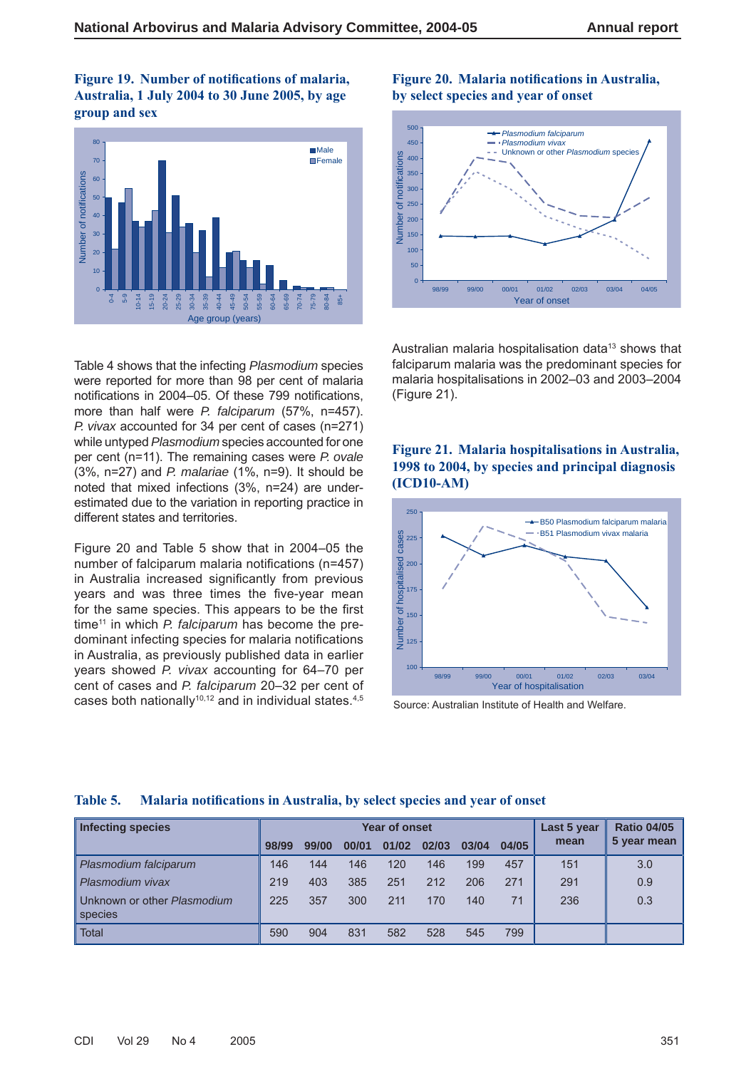**Figure 19. Number of notifications of malaria, Australia, 1 July 2004 to 30 June 2005, by age group and sex**

**Figure 20. Malaria notifications in Australia, by select species and year of onset**

Table 4 shows that the infecting *Plasmodium* species were reported for more than 98 per cent of malaria notifications in 2004–05. Of these 799 notifications, more than half were *P. falciparum* (57%, n=457). *P. vivax* accounted for 34 per cent of cases (n=271) while untyped *Plasmodium* species accounted for one per cent (n=11). The remaining cases were *P. ovale* (3%, n=27) and *P. malariae* (1%, n=9). It should be noted that mixed infections (3%, n=24) are under-estimated due to the variation in reporting practice in different states and territories.

Figure 20 and Table 5 show that in 2004–05 the number of falciparum malaria notifications (n=457) in Australia increased significantly from previous years and was three times the five-year mean for the same species. This appears to be the first time[11] in which *P. falciparum* has become the pre-dominant infecting species for malaria notifications in Australia, as previously published data in earlier years showed *P. vivax* accounting for 64–70 per cent of cases and *P. falciparum* 20–32 per cent of cases both nationally[10,12] and in individual states.[4,5]

Australian malaria hospitalisation data[13] shows that falciparum malaria was the predominant species for malaria hospitalisations in 2002–03 and 2003–2004 (Figure 21).

**Figure 21. Malaria hospitalisations in Australia, 1998 to 2004, by species and principal diagnosis (ICD10-AM)**

Source: Australian Institute of Health and Welfare.

**Table 5. Malaria notifications in Australia, by select species and year of onset**

| Infecting species | Year of onset | | | | | | | Last 5 year mean | Ratio 04/05 5 year mean |
|---|---|---|---|---|---|---|---|---|---|
| | 98/99 | 99/00 | 00/01 | 01/02 | 02/03 | 03/04 | 04/05 | | |
| *Plasmodium falciparum* | 146 | 144 | 146 | 120 | 146 | 199 | 457 | 151 | 3.0 |
| *Plasmodium vivax* | 219 | 403 | 385 | 251 | 212 | 206 | 271 | 291 | 0.9 |
| Unknown or other *Plasmodium* species | 225 | 357 | 300 | 211 | 170 | 140 | 71 | 236 | 0.3 |
| Total | 590 | 904 | 831 | 582 | 528 | 545 | 799 | | |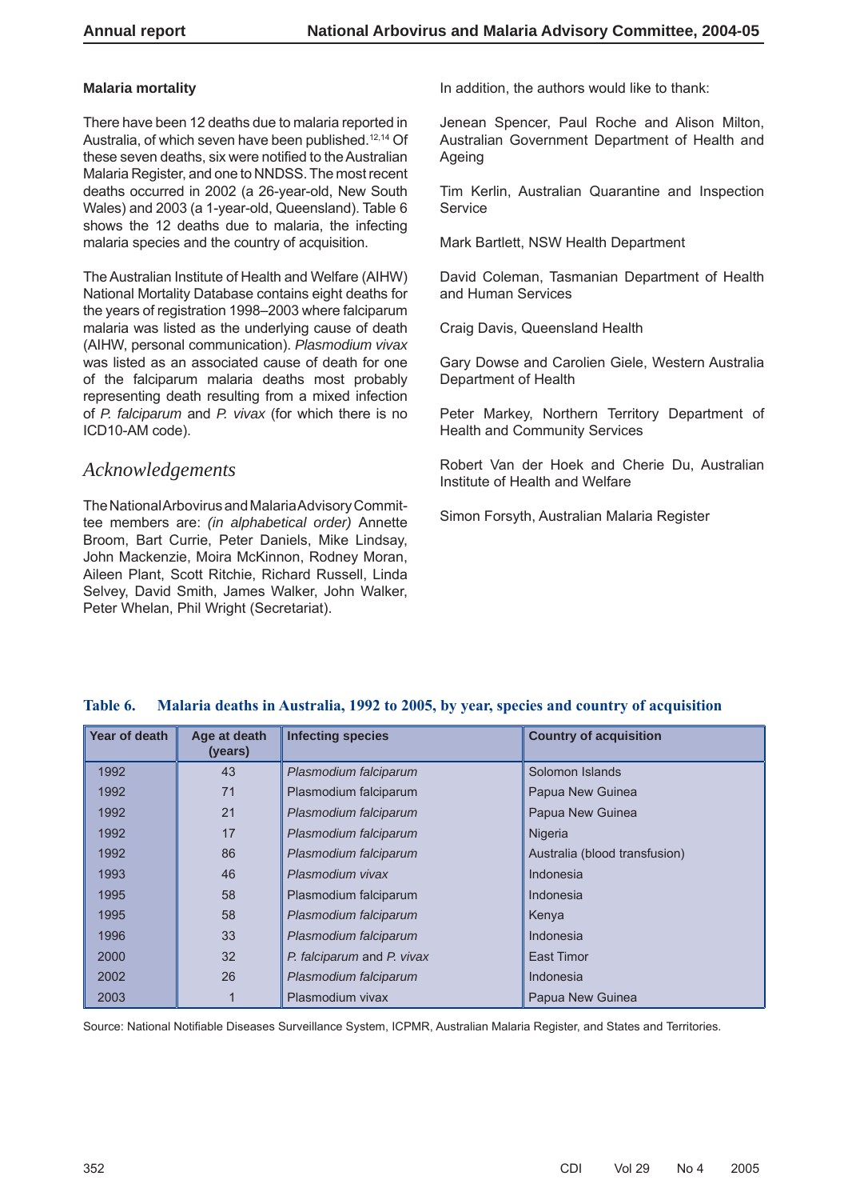### Malaria mortality

There have been 12 deaths due to malaria reported in Australia, of which seven have been published.[12,14] Of these seven deaths, six were notified to the Australian Malaria Register, and one to NNDSS. The most recent deaths occurred in 2002 (a 26-year-old, New South Wales) and 2003 (a 1-year-old, Queensland). Table 6 shows the 12 deaths due to malaria, the infecting malaria species and the country of acquisition.

The Australian Institute of Health and Welfare (AIHW) National Mortality Database contains eight deaths for the years of registration 1998–2003 where falciparum malaria was listed as the underlying cause of death (AIHW, personal communication). *Plasmodium vivax* was listed as an associated cause of death for one of the falciparum malaria deaths most probably representing death resulting from a mixed infection of *P. falciparum* and *P. vivax* (for which there is no ICD10-AM code).

## Acknowledgements

The National Arbovirus and Malaria Advisory Committee members are: *(in alphabetical order)* Annette Broom, Bart Currie, Peter Daniels, Mike Lindsay, John Mackenzie, Moira McKinnon, Rodney Moran, Aileen Plant, Scott Ritchie, Richard Russell, Linda Selvey, David Smith, James Walker, John Walker, Peter Whelan, Phil Wright (Secretariat).

In addition, the authors would like to thank:

Jenean Spencer, Paul Roche and Alison Milton, Australian Government Department of Health and Ageing

Tim Kerlin, Australian Quarantine and Inspection Service

Mark Bartlett, NSW Health Department

David Coleman, Tasmanian Department of Health and Human Services

Craig Davis, Queensland Health

Gary Dowse and Carolien Giele, Western Australia Department of Health

Peter Markey, Northern Territory Department of Health and Community Services

Robert Van der Hoek and Cherie Du, Australian Institute of Health and Welfare

Simon Forsyth, Australian Malaria Register

**Table 6. Malaria deaths in Australia, 1992 to 2005, by year, species and country of acquisition**

| Year of death | Age at death (years) | Infecting species | Country of acquisition |
|---|---|---|---|
| 1992 | 43 | *Plasmodium falciparum* | Solomon Islands |
| 1992 | 71 | Plasmodium falciparum | Papua New Guinea |
| 1992 | 21 | *Plasmodium falciparum* | Papua New Guinea |
| 1992 | 17 | *Plasmodium falciparum* | Nigeria |
| 1992 | 86 | *Plasmodium falciparum* | Australia (blood transfusion) |
| 1993 | 46 | *Plasmodium vivax* | Indonesia |
| 1995 | 58 | Plasmodium falciparum | Indonesia |
| 1995 | 58 | *Plasmodium falciparum* | Kenya |
| 1996 | 33 | *Plasmodium falciparum* | Indonesia |
| 2000 | 32 | *P. falciparum* and *P. vivax* | East Timor |
| 2002 | 26 | *Plasmodium falciparum* | Indonesia |
| 2003 | 1 | Plasmodium vivax | Papua New Guinea |

Source: National Notifiable Diseases Surveillance System, ICPMR, Australian Malaria Register, and States and Territories.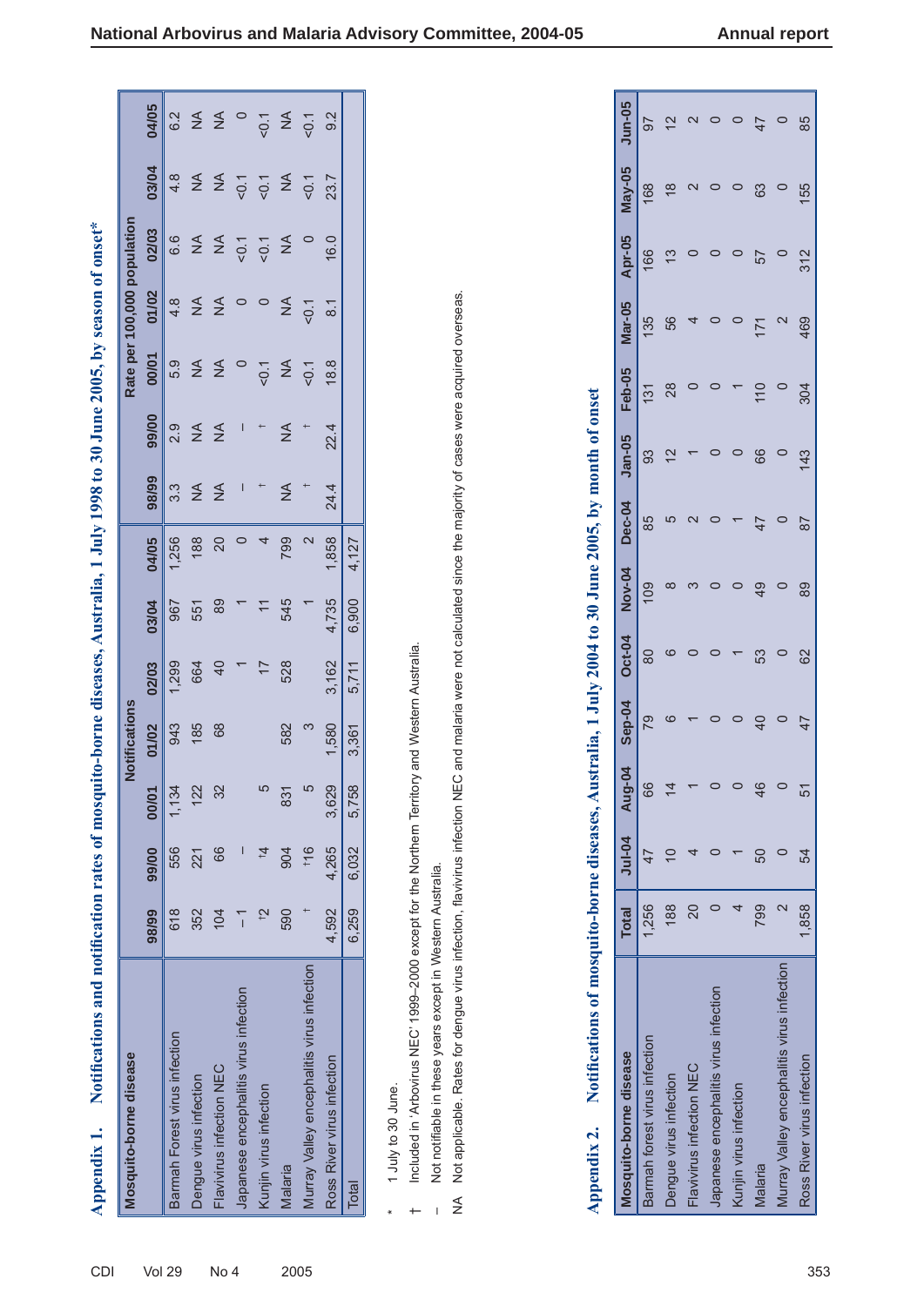## Appendix 1. Notifications and notification rates of mosquito-borne diseases, Australia, 1 July 1998 to 30 June 2005, by season of onset*

| Mosquito-borne disease | Notifications | | | | | | | Rate per 100,000 population | | | | | | |
|---|---|---|---|---|---|---|---|---|---|---|---|---|---|---|
| | 98/99 | 99/00 | 00/01 | 01/02 | 02/03 | 03/04 | 04/05 | 98/99 | 99/00 | 00/01 | 01/02 | 02/03 | 03/04 | 04/05 |
| Barmah Forest virus infection | 618 | 556 | 1,134 | 943 | 1,299 | 967 | 1,256 | 3.3 | 2.9 | 5.9 | 4.8 | 6.6 | 4.8 | 6.2 |
| Dengue virus infection | 352 | 221 | 122 | 185 | 664 | 551 | 188 | NA | NA | NA | NA | NA | NA | NA |
| Flavivirus infection NEC | 104 | 66 | 32 | 68 | 40 | 89 | 20 | NA | NA | NA | NA | NA | NA | NA |
| Japanese encephalitis virus infection | –1 | – | | | 1 | 1 | 0 | – | – | 0 | 0 | <0.1 | <0.1 | 0 |
| Kunjin virus infection | †2 | †4 | 5 | | 17 | 11 | 4 | † | † | <0.1 | 0 | <0.1 | <0.1 | <0.1 |
| Malaria | 590 | 904 | 831 | 582 | 528 | 545 | 799 | NA | NA | NA | NA | NA | NA | NA |
| Murray Valley encephalitis virus infection | † | †16 | 5 | 3 | | 1 | 2 | † | † | <0.1 | <0.1 | 0 | <0.1 | <0.1 |
| Ross River virus infection | 4,592 | 4,265 | 3,629 | 1,580 | 3,162 | 4,735 | 1,858 | 24.4 | 22.4 | 18.8 | 8.1 | 16.0 | 23.7 | 9.2 |
| Total | 6,259 | 6,032 | 5,758 | 3,361 | 5,711 | 6,900 | 4,127 | | | | | | | |

\* 1 July to 30 June.

† Included in 'Arbovirus NEC' 1999–2000 except for the Northern Territory and Western Australia.

– Not notifiable in these years except in Western Australia.

NA Not applicable. Rates for dengue virus infection, flavivirus infection NEC and malaria were not calculated since the majority of cases were acquired overseas.

## Appendix 2. Notifications of mosquito-borne diseases, Australia, 1 July 2004 to 30 June 2005, by month of onset

| Mosquito-borne disease | Total | Jul-04 | Aug-04 | Sep-04 | Oct-04 | Nov-04 | Dec-04 | Jan-05 | Feb-05 | Mar-05 | Apr-05 | May-05 | Jun-05 |
|---|---|---|---|---|---|---|---|---|---|---|---|---|---|
| Barmah forest virus infection | 1,256 | 47 | 66 | 79 | 80 | 109 | 85 | 93 | 131 | 135 | 166 | 168 | 97 |
| Dengue virus infection | 188 | 10 | 14 | 6 | 6 | 8 | 5 | 12 | 28 | 56 | 13 | 18 | 12 |
| Flavivirus infection NEC | 20 | 4 | 1 | 1 | 0 | 3 | 2 | 1 | 0 | 4 | 0 | 2 | 2 |
| Japanese encephalitis virus infection | 0 | 0 | 0 | 0 | 0 | 0 | 0 | 0 | 0 | 0 | 0 | 0 | 0 |
| Kunjin virus infection | 4 | 1 | 0 | 0 | 1 | 0 | 1 | 0 | 1 | 0 | 0 | 0 | 0 |
| Malaria | 799 | 50 | 46 | 40 | 53 | 49 | 47 | 66 | 110 | 171 | 57 | 63 | 47 |
| Murray Valley encephalitis virus infection | 2 | 0 | 0 | 0 | 0 | 0 | 0 | 0 | 0 | 2 | 0 | 0 | 0 |
| Ross River virus infection | 1,858 | 54 | 51 | 47 | 62 | 89 | 87 | 143 | 304 | 469 | 312 | 155 | 85 |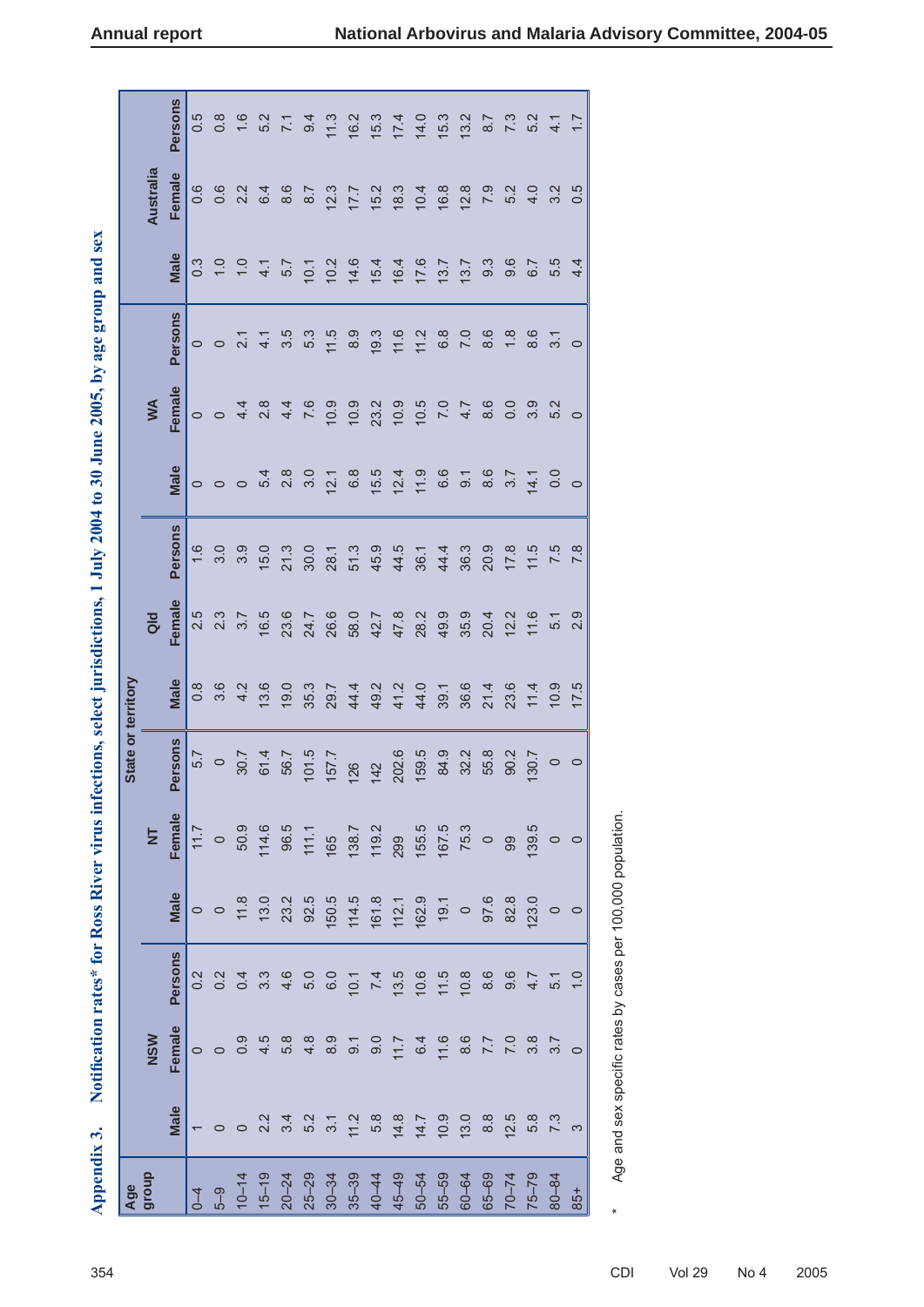## Appendix 3. Notification rates* for Ross River virus infections, select jurisdictions, 1 July 2004 to 30 June 2005, by age group and sex

| Age group | State or territory | | | | | | | | | | | | | | |
|---|---|---|---|---|---|---|---|---|---|---|---|---|---|---|---|
| | NSW | | | NT | | | Qld | | | WA | | | Australia | | |
| | Male | Female | Persons | Male | Female | Persons | Male | Female | Persons | Male | Female | Persons | Male | Female | Persons |
| 0–4 | 1 | 0 | 0.2 | 0 | 11.7 | 5.7 | 0.8 | 2.5 | 1.6 | 0 | 0 | 0 | 0.3 | 0.6 | 0.5 |
| 5–9 | 0 | 0 | 0.2 | 0 | 0 | 0 | 3.6 | 2.3 | 3.0 | 0 | 0 | 0 | 1.0 | 0.6 | 0.8 |
| 10–14 | 0 | 0.9 | 0.4 | 11.8 | 50.9 | 30.7 | 4.2 | 3.7 | 3.9 | 0 | 4.4 | 2.1 | 1.0 | 2.2 | 1.6 |
| 15–19 | 2.2 | 4.5 | 3.3 | 13.0 | 114.6 | 61.4 | 13.6 | 16.5 | 15.0 | 5.4 | 2.8 | 4.1 | 4.1 | 6.4 | 5.2 |
| 20–24 | 3.4 | 5.8 | 4.6 | 23.2 | 96.5 | 56.7 | 19.0 | 23.6 | 21.3 | 2.8 | 4.4 | 3.5 | 5.7 | 8.6 | 7.1 |
| 25–29 | 5.2 | 4.8 | 5.0 | 92.5 | 111.1 | 101.5 | 35.3 | 24.7 | 30.0 | 3.0 | 7.6 | 5.3 | 10.1 | 8.7 | 9.4 |
| 30–34 | 3.1 | 8.9 | 6.0 | 150.5 | 165 | 157.7 | 29.7 | 26.6 | 28.1 | 12.1 | 10.9 | 11.5 | 10.2 | 12.3 | 11.3 |
| 35–39 | 11.2 | 9.1 | 10.1 | 114.5 | 138.7 | 126 | 44.4 | 58.0 | 51.3 | 6.8 | 10.9 | 8.9 | 14.6 | 17.7 | 16.2 |
| 40–44 | 5.8 | 9.0 | 7.4 | 161.8 | 119.2 | 142 | 49.2 | 42.7 | 45.9 | 15.5 | 23.2 | 19.3 | 15.4 | 15.2 | 15.3 |
| 45–49 | 14.8 | 11.7 | 13.5 | 112.1 | 299 | 202.6 | 41.2 | 47.8 | 44.5 | 12.4 | 10.9 | 11.6 | 16.4 | 18.3 | 17.4 |
| 50–54 | 14.7 | 6.4 | 10.6 | 162.9 | 155.5 | 159.5 | 44.0 | 28.2 | 36.1 | 11.9 | 10.5 | 11.2 | 17.6 | 10.4 | 14.0 |
| 55–59 | 10.9 | 11.6 | 11.5 | 19.1 | 167.5 | 84.9 | 39.1 | 49.9 | 44.4 | 6.6 | 7.0 | 6.8 | 13.7 | 16.8 | 15.3 |
| 60–64 | 13.0 | 8.6 | 10.8 | 0 | 75.3 | 32.2 | 36.6 | 35.9 | 36.3 | 9.1 | 4.7 | 7.0 | 13.7 | 12.8 | 13.2 |
| 65–69 | 8.8 | 7.7 | 8.6 | 97.6 | 0 | 55.8 | 21.4 | 20.4 | 20.9 | 8.6 | 8.6 | 8.6 | 9.3 | 7.9 | 8.7 |
| 70–74 | 12.5 | 7.0 | 9.6 | 82.8 | 99 | 90.2 | 23.6 | 12.2 | 17.8 | 3.7 | 0.0 | 1.8 | 9.6 | 5.2 | 7.3 |
| 75–79 | 5.8 | 3.8 | 4.7 | 123.0 | 139.5 | 130.7 | 11.4 | 11.6 | 11.5 | 14.1 | 3.9 | 8.6 | 6.7 | 4.0 | 5.2 |
| 80–84 | 7.3 | 3.7 | 5.1 | 0 | 0 | 0 | 10.9 | 5.1 | 7.5 | 0.0 | 5.2 | 3.1 | 5.5 | 3.2 | 4.1 |
| 85+ | 3 | 0 | 1.0 | 0 | 0 | 0 | 17.5 | 2.9 | 7.8 | 0 | 0 | 0 | 4.4 | 0.5 | 1.7 |

\* Age and sex specific rates by cases per 100,000 population.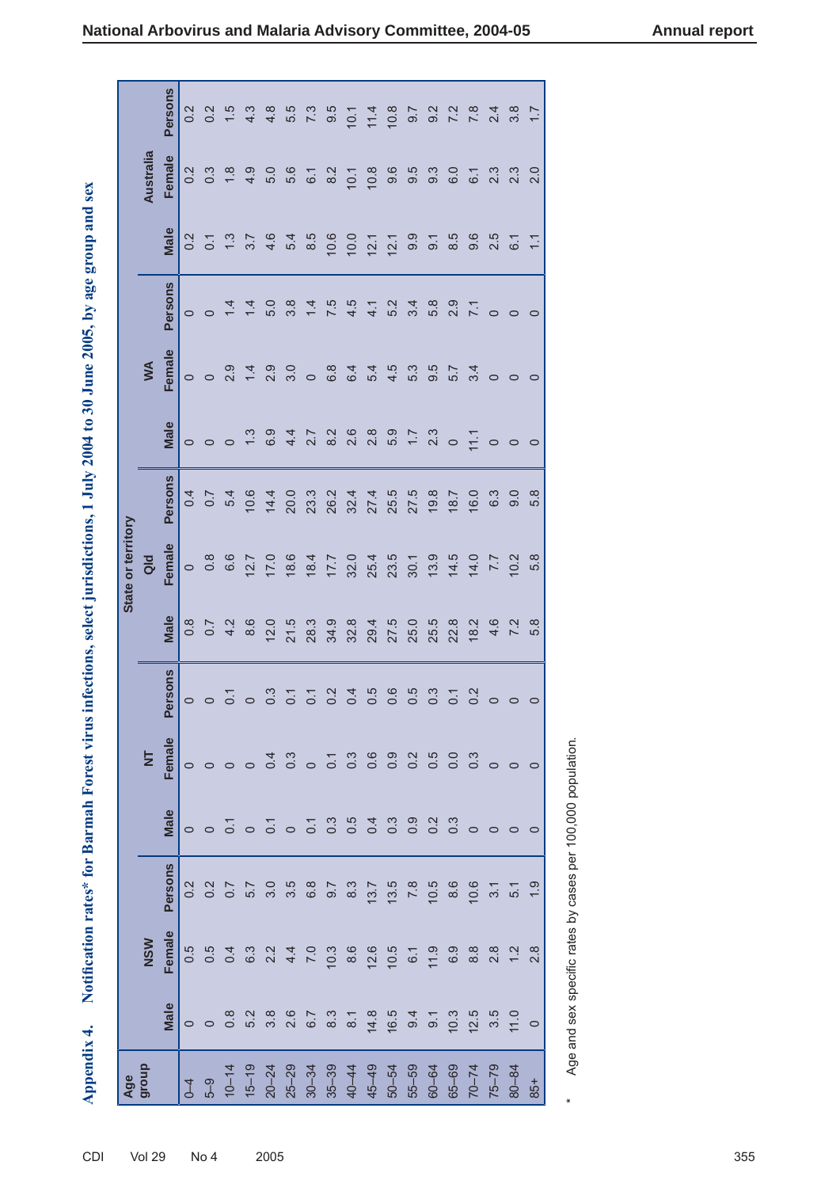## Appendix 4. Notification rates* for Barmah Forest virus infections, select jurisdictions, 1 July 2004 to 30 June 2005, by age group and sex

| Age group | State or territory | | | | | | | | | | | | Australia | | |
|---|---|---|---|---|---|---|---|---|---|---|---|---|---|---|---|
| | NSW | | | NT | | | Qld | | | WA | | | | | |
| | Male | Female | Persons | Male | Female | Persons | Male | Female | Persons | Male | Female | Persons | Male | Female | Persons |
| 0–4 | 0 | 0.5 | 0.2 | 0 | 0 | 0 | 0.8 | 0 | 0.4 | 0 | 0 | 0 | 0.2 | 0.2 | 0.2 |
| 5–9 | 0 | 0.5 | 0.2 | 0 | 0 | 0 | 0.7 | 0.8 | 0.7 | 0 | 0 | 0 | 0.1 | 0.3 | 0.2 |
| 10–14 | 0.8 | 0.4 | 0.7 | 0.1 | 0 | 0.1 | 4.2 | 6.6 | 5.4 | 0 | 2.9 | 1.4 | 1.3 | 1.8 | 1.5 |
| 15–19 | 5.2 | 6.3 | 5.7 | 0 | 0 | 0 | 8.6 | 12.7 | 10.6 | 1.3 | 1.4 | 1.4 | 3.7 | 4.9 | 4.3 |
| 20–24 | 3.8 | 2.2 | 3.0 | 0.1 | 0.4 | 0.3 | 12.0 | 17.0 | 14.4 | 6.9 | 2.9 | 5.0 | 4.6 | 5.0 | 4.8 |
| 25–29 | 2.6 | 4.4 | 3.5 | 0 | 0.3 | 0.1 | 21.5 | 18.6 | 20.0 | 4.4 | 3.0 | 3.8 | 5.4 | 5.6 | 5.5 |
| 30–34 | 6.7 | 7.0 | 6.8 | 0.1 | 0 | 0.1 | 28.3 | 18.4 | 23.3 | 2.7 | 0 | 1.4 | 8.5 | 6.1 | 7.3 |
| 35–39 | 8.3 | 10.3 | 9.7 | 0.3 | 0.1 | 0.2 | 34.9 | 17.7 | 26.2 | 8.2 | 6.8 | 7.5 | 10.6 | 8.2 | 9.5 |
| 40–44 | 8.1 | 8.6 | 8.3 | 0.5 | 0.3 | 0.4 | 32.8 | 32.0 | 32.4 | 2.6 | 6.4 | 4.5 | 10.0 | 10.1 | 10.1 |
| 45–49 | 14.8 | 12.6 | 13.7 | 0.4 | 0.6 | 0.5 | 29.4 | 25.4 | 27.4 | 2.8 | 5.4 | 4.1 | 12.1 | 10.8 | 11.4 |
| 50–54 | 16.5 | 10.5 | 13.5 | 0.3 | 0.9 | 0.6 | 27.5 | 23.5 | 25.5 | 5.9 | 4.5 | 5.2 | 12.1 | 9.6 | 10.8 |
| 55–59 | 9.4 | 6.1 | 7.8 | 0.9 | 0.2 | 0.5 | 25.0 | 30.1 | 27.5 | 1.7 | 5.3 | 3.4 | 9.9 | 9.5 | 9.7 |
| 60–64 | 9.1 | 11.9 | 10.5 | 0.2 | 0.5 | 0.3 | 25.5 | 13.9 | 19.8 | 2.3 | 9.5 | 5.8 | 9.1 | 9.3 | 9.2 |
| 65–69 | 10.3 | 6.9 | 8.6 | 0.3 | 0.0 | 0.1 | 22.8 | 14.5 | 18.7 | 0 | 5.7 | 2.9 | 8.5 | 6.0 | 7.2 |
| 70–74 | 12.5 | 8.8 | 10.6 | 0 | 0.3 | 0.2 | 18.2 | 14.0 | 16.0 | 11.1 | 3.4 | 7.1 | 9.6 | 6.1 | 7.8 |
| 75–79 | 3.5 | 2.8 | 3.1 | 0 | 0 | 0 | 4.6 | 7.7 | 6.3 | 0 | 0 | 0 | 2.5 | 2.3 | 2.4 |
| 80–84 | 11.0 | 1.2 | 5.1 | 0 | 0 | 0 | 7.2 | 10.2 | 9.0 | 0 | 0 | 0 | 6.1 | 2.3 | 3.8 |
| 85+ | 0 | 2.8 | 1.9 | 0 | 0 | 0 | 5.8 | 5.8 | 5.8 | 0 | 0 | 0 | 1.1 | 2.0 | 1.7 |

\* Age and sex specific rates by cases per 100,000 population.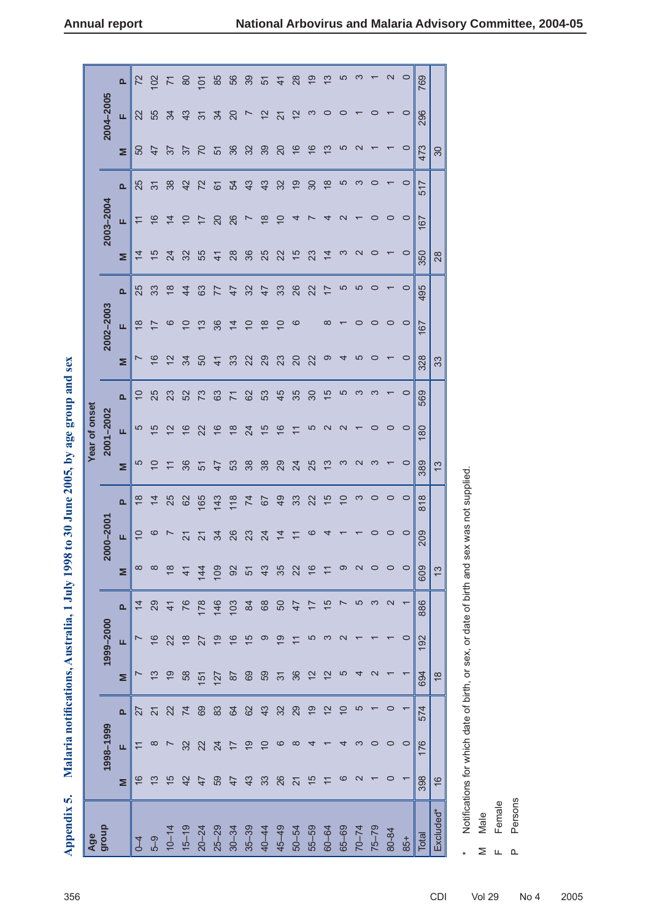## Appendix 5. Malaria notifications, Australia, 1 July 1998 to 30 June 2005, by age group and sex

| Age group | Year of onset | | | | | | | | | | | | | | | | | | | | |
|---|---|---|---|---|---|---|---|---|---|---|---|---|---|---|---|---|---|---|---|---|---|
| | 1998–1999 | | | 1999–2000 | | | 2000–2001 | | | 2001–2002 | | | 2002–2003 | | | 2003–2004 | | | 2004–2005 | | |
| | M | F | P | M | F | P | M | F | P | M | F | P | M | F | P | M | F | P | M | F | P |
| 0–4 | 16 | 11 | 27 | 7 | 7 | 14 | 8 | 10 | 18 | 5 | 5 | 10 | 7 | 18 | 25 | 14 | 11 | 25 | 50 | 22 | 72 |
| 5–9 | 13 | 8 | 21 | 13 | 16 | 29 | 8 | 6 | 14 | 10 | 15 | 25 | 16 | 17 | 33 | 15 | 16 | 31 | 47 | 55 | 102 |
| 10–14 | 15 | 7 | 22 | 19 | 22 | 41 | 18 | 7 | 25 | 11 | 12 | 23 | 12 | 6 | 18 | 24 | 14 | 38 | 37 | 34 | 71 |
| 15–19 | 42 | 32 | 74 | 58 | 18 | 76 | 41 | 21 | 62 | 36 | 16 | 52 | 34 | 10 | 44 | 32 | 10 | 42 | 37 | 43 | 80 |
| 20–24 | 47 | 22 | 69 | 151 | 27 | 178 | 144 | 21 | 165 | 51 | 22 | 73 | 50 | 13 | 63 | 55 | 17 | 72 | 70 | 31 | 101 |
| 25–29 | 59 | 24 | 83 | 127 | 19 | 146 | 109 | 34 | 143 | 47 | 16 | 63 | 41 | 36 | 77 | 41 | 20 | 61 | 51 | 34 | 85 |
| 30–34 | 47 | 17 | 64 | 87 | 16 | 103 | 92 | 26 | 118 | 53 | 18 | 71 | 33 | 14 | 47 | 28 | 26 | 54 | 36 | 20 | 56 |
| 35–39 | 43 | 19 | 62 | 69 | 15 | 84 | 51 | 23 | 74 | 38 | 24 | 62 | 22 | 10 | 32 | 36 | 7 | 43 | 32 | 7 | 39 |
| 40–44 | 33 | 10 | 43 | 59 | 9 | 68 | 43 | 24 | 67 | 38 | 15 | 53 | 29 | 18 | 47 | 25 | 18 | 43 | 39 | 12 | 51 |
| 45–49 | 26 | 6 | 32 | 31 | 19 | 50 | 35 | 14 | 49 | 29 | 16 | 45 | 23 | 10 | 33 | 22 | 10 | 32 | 20 | 21 | 41 |
| 50–54 | 21 | 8 | 29 | 36 | 11 | 47 | 22 | 11 | 33 | 24 | 11 | 35 | 20 | 6 | 26 | 15 | 4 | 19 | 16 | 12 | 28 |
| 55–59 | 15 | 4 | 19 | 12 | 5 | 17 | 16 | 6 | 22 | 25 | 5 | 30 | 22 | | 22 | 23 | 7 | 30 | 16 | 3 | 19 |
| 60–64 | 11 | 1 | 12 | 12 | 3 | 15 | 11 | 4 | 15 | 13 | 2 | 15 | 9 | 8 | 17 | 14 | 4 | 18 | 13 | 0 | 13 |
| 65–69 | 6 | 4 | 10 | 5 | 2 | 7 | 9 | 1 | 10 | 3 | 2 | 5 | 4 | 1 | 5 | 3 | 2 | 5 | 5 | 0 | 5 |
| 70–74 | 2 | 3 | 5 | 4 | 1 | 5 | 2 | 1 | 3 | 2 | 1 | 3 | 5 | 0 | 5 | 2 | 1 | 3 | 2 | 1 | 3 |
| 75–79 | 1 | 0 | 1 | 2 | 1 | 3 | 0 | 0 | 0 | 3 | 0 | 3 | 0 | 0 | 0 | 0 | 0 | 0 | 1 | 0 | 1 |
| 80–84 | 0 | 0 | 0 | 1 | 1 | 2 | 0 | 0 | 0 | 1 | 0 | 1 | 1 | 0 | 1 | 1 | 0 | 1 | 1 | 1 | 2 |
| 85+ | 1 | 0 | 1 | 1 | 0 | 1 | 0 | 0 | 0 | 0 | 0 | 0 | 0 | 0 | 0 | 0 | 0 | 0 | 0 | 0 | 0 |
| Total | 398 | 176 | 574 | 694 | 192 | 886 | 609 | 209 | 818 | 389 | 180 | 569 | 328 | 167 | 495 | 350 | 167 | 517 | 473 | 296 | 769 |
| Excluded* | 16 | | | 18 | | | 13 | | | 13 | | | 33 | | | 28 | | | 30 | | |

\* Notifications for which date of birth, or sex, or date of birth and sex was not supplied.

M Male

F Female

P Persons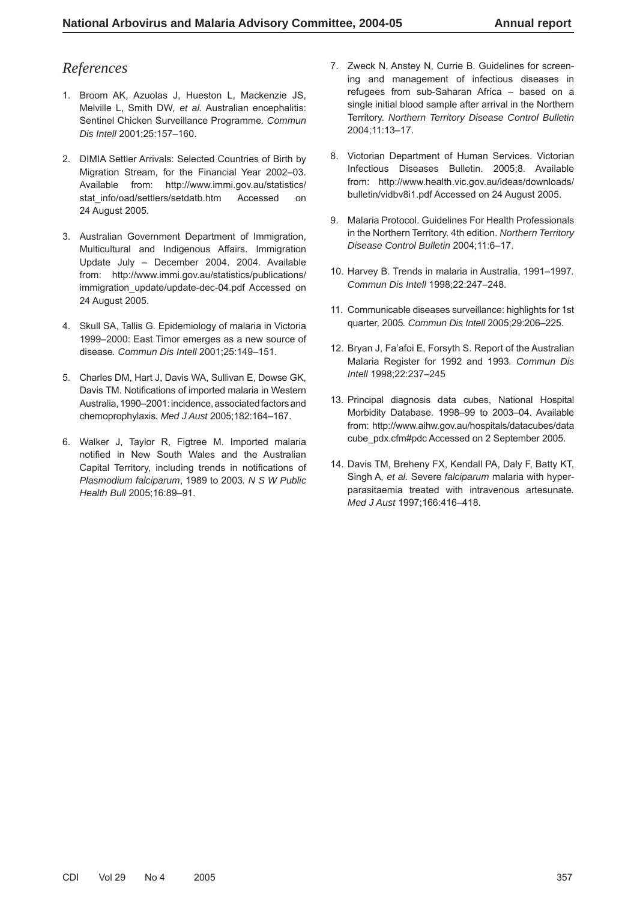## *References*

1. Broom AK, Azuolas J, Hueston L, Mackenzie JS, Melville L, Smith DW*, et al.* Australian encephalitis: Sentinel Chicken Surveillance Programme*. Commun Dis Intell* 2001;25:157–160.

2. DIMIA Settler Arrivals: Selected Countries of Birth by Migration Stream, for the Financial Year 2002–03. Available from: http://www.immi.gov.au/statistics/stat_info/oad/settlers/setdatb.htm Accessed on 24 August 2005.

3. Australian Government Department of Immigration, Multicultural and Indigenous Affairs. Immigration Update July – December 2004. 2004. Available from: http://www.immi.gov.au/statistics/publications/immigration_update/update-dec-04.pdf Accessed on 24 August 2005.

4. Skull SA, Tallis G. Epidemiology of malaria in Victoria 1999–2000: East Timor emerges as a new source of disease*. Commun Dis Intell* 2001;25:149–151.

5. Charles DM, Hart J, Davis WA, Sullivan E, Dowse GK, Davis TM. Notifications of imported malaria in Western Australia, 1990–2001: incidence, associated factors and chemoprophylaxis*. Med J Aust* 2005;182:164–167.

6. Walker J, Taylor R, Figtree M. Imported malaria notified in New South Wales and the Australian Capital Territory, including trends in notifications of *Plasmodium falciparum*, 1989 to 2003*. N S W Public Health Bull* 2005;16:89–91.

7. Zweck N, Anstey N, Currie B. Guidelines for screening and management of infectious diseases in refugees from sub-Saharan Africa – based on a single initial blood sample after arrival in the Northern Territory. *Northern Territory Disease Control Bulletin* 2004;11:13–17.

8. Victorian Department of Human Services. Victorian Infectious Diseases Bulletin. 2005;8. Available from: http://www.health.vic.gov.au/ideas/downloads/bulletin/vidbv8i1.pdf Accessed on 24 August 2005.

9. Malaria Protocol. Guidelines For Health Professionals in the Northern Territory. 4th edition. *Northern Territory Disease Control Bulletin* 2004;11:6–17.

10. Harvey B. Trends in malaria in Australia, 1991–1997*. Commun Dis Intell* 1998;22:247–248.

11. Communicable diseases surveillance: highlights for 1st quarter, 2005*. Commun Dis Intell* 2005;29:206–225.

12. Bryan J, Fa'afoi E, Forsyth S. Report of the Australian Malaria Register for 1992 and 1993*. Commun Dis Intell* 1998;22:237–245

13. Principal diagnosis data cubes, National Hospital Morbidity Database. 1998–99 to 2003–04. Available from: http://www.aihw.gov.au/hospitals/datacubes/datacube_pdx.cfm#pdc Accessed on 2 September 2005.

14. Davis TM, Breheny FX, Kendall PA, Daly F, Batty KT, Singh A*, et al.* Severe *falciparum* malaria with hyperparasitaemia treated with intravenous artesunate*. Med J Aust* 1997;166:416–418.